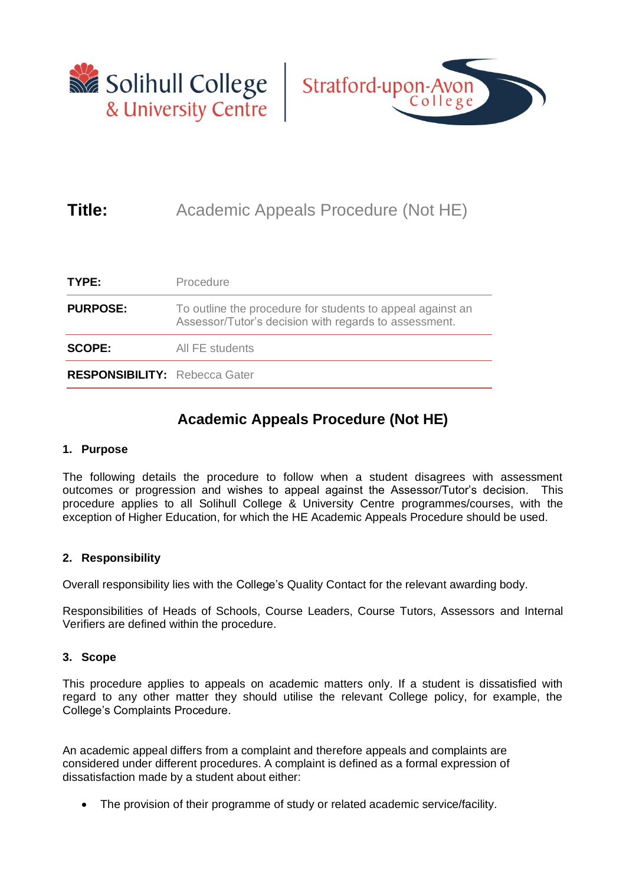**Title:** Academic Appeals Procedure (Not HE)

| | |
|---|---|
| **TYPE:** | Procedure |
| **PURPOSE:** | To outline the procedure for students to appeal against an Assessor/Tutor's decision with regards to assessment. |
| **SCOPE:** | All FE students |
| **RESPONSIBILITY:** | Rebecca Gater |

# Academic Appeals Procedure (Not HE)

## 1. Purpose

The following details the procedure to follow when a student disagrees with assessment outcomes or progression and wishes to appeal against the Assessor/Tutor's decision. This procedure applies to all Solihull College & University Centre programmes/courses, with the exception of Higher Education, for which the HE Academic Appeals Procedure should be used.

## 2. Responsibility

Overall responsibility lies with the College's Quality Contact for the relevant awarding body.

Responsibilities of Heads of Schools, Course Leaders, Course Tutors, Assessors and Internal Verifiers are defined within the procedure.

## 3. Scope

This procedure applies to appeals on academic matters only. If a student is dissatisfied with regard to any other matter they should utilise the relevant College policy, for example, the College's Complaints Procedure.

An academic appeal differs from a complaint and therefore appeals and complaints are considered under different procedures. A complaint is defined as a formal expression of dissatisfaction made by a student about either:

- The provision of their programme of study or related academic service/facility.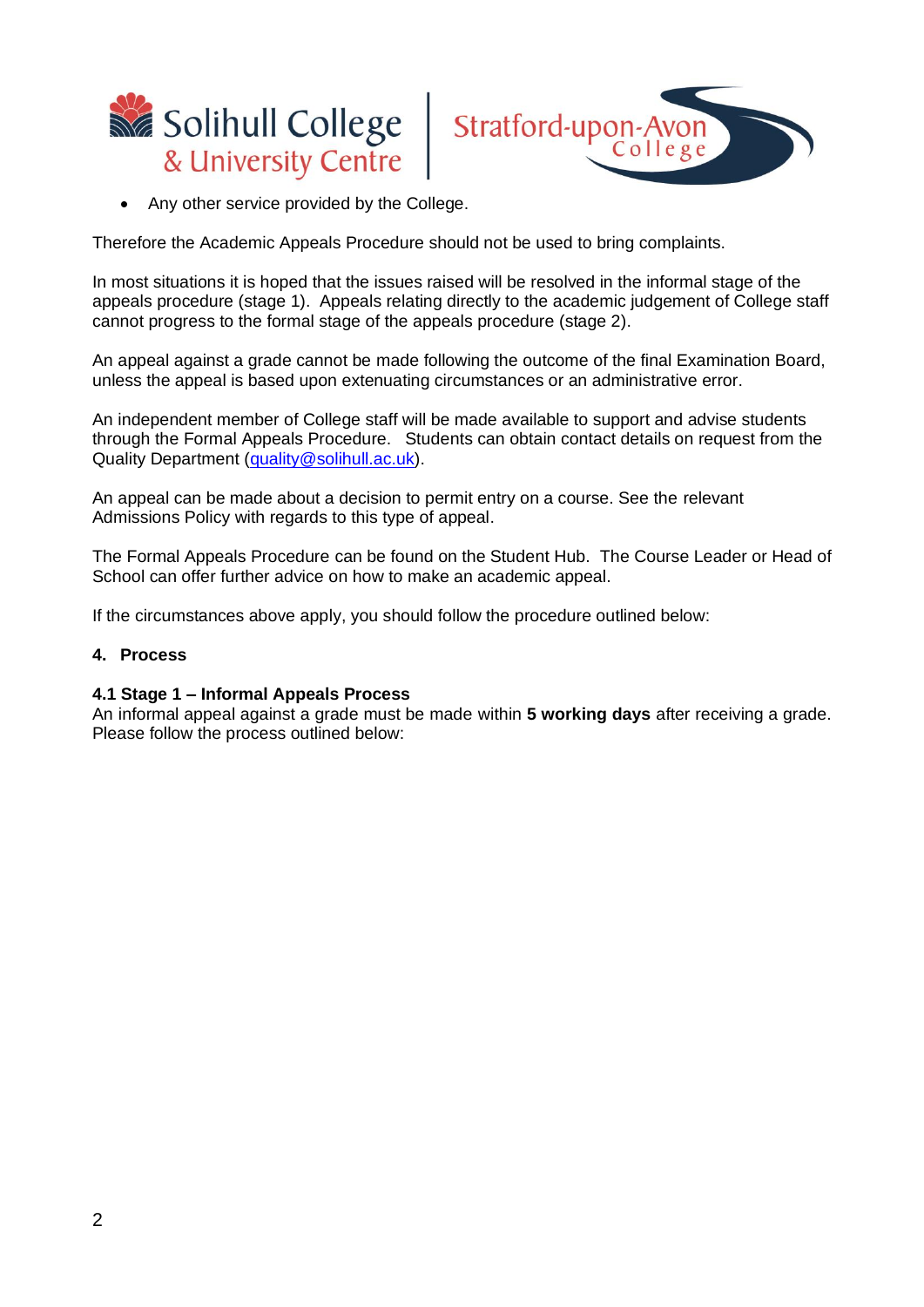- Any other service provided by the College.

Therefore the Academic Appeals Procedure should not be used to bring complaints.

In most situations it is hoped that the issues raised will be resolved in the informal stage of the appeals procedure (stage 1). Appeals relating directly to the academic judgement of College staff cannot progress to the formal stage of the appeals procedure (stage 2).

An appeal against a grade cannot be made following the outcome of the final Examination Board, unless the appeal is based upon extenuating circumstances or an administrative error.

An independent member of College staff will be made available to support and advise students through the Formal Appeals Procedure. Students can obtain contact details on request from the Quality Department (quality@solihull.ac.uk).

An appeal can be made about a decision to permit entry on a course. See the relevant Admissions Policy with regards to this type of appeal.

The Formal Appeals Procedure can be found on the Student Hub. The Course Leader or Head of School can offer further advice on how to make an academic appeal.

If the circumstances above apply, you should follow the procedure outlined below:

## 4. Process

### 4.1 Stage 1 – Informal Appeals Process

An informal appeal against a grade must be made within **5 working days** after receiving a grade. Please follow the process outlined below: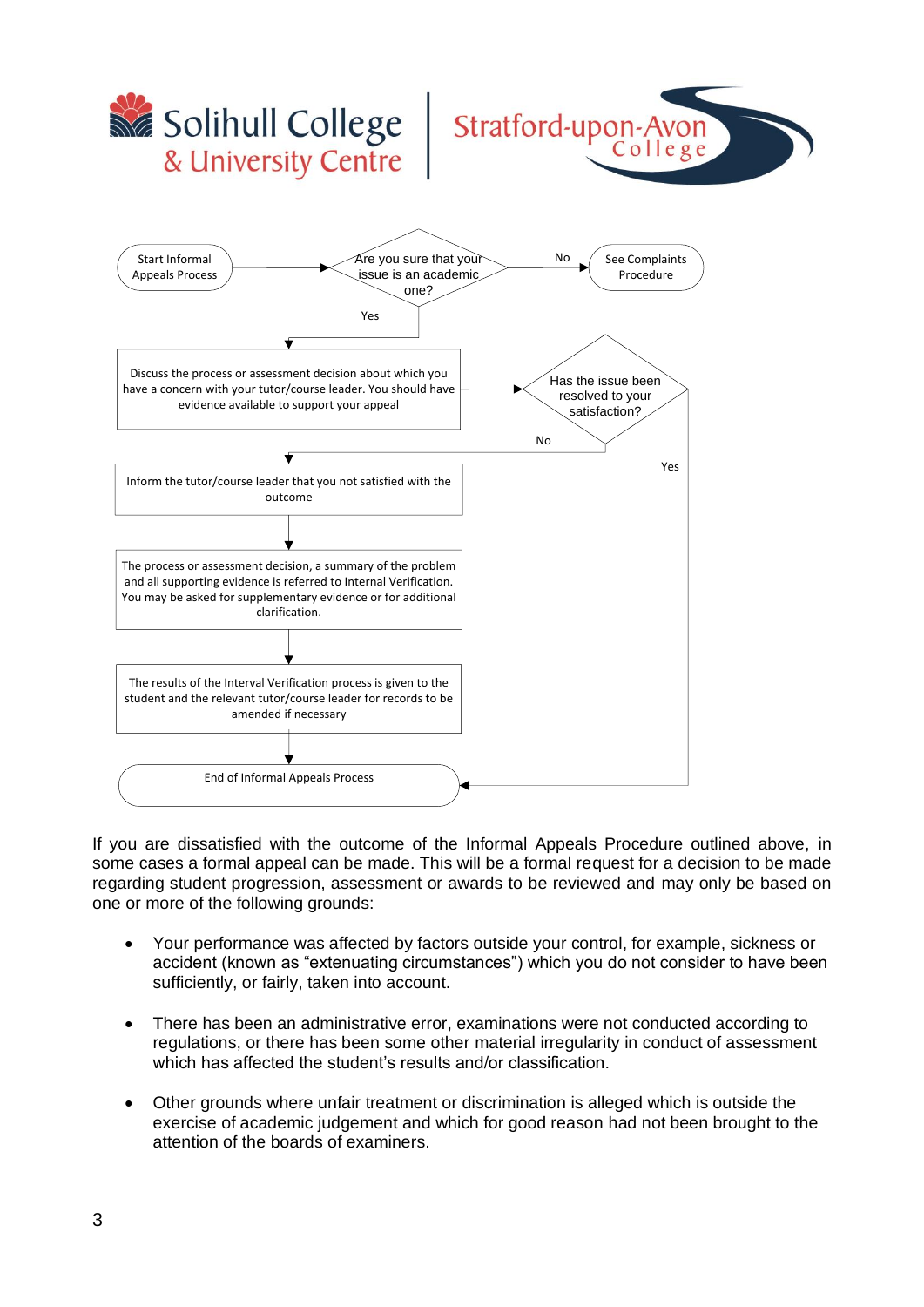Solihull College & University Centre | Stratford-upon-Avon College

- Start Informal Appeals Process → Are you sure that your issue is an academic one?
  - No → See Complaints Procedure
  - Yes → Discuss the process or assessment decision about which you have a concern with your tutor/course leader. You should have evidence available to support your appeal
- → Has the issue been resolved to your satisfaction?
  - Yes → End of Informal Appeals Process
  - No → Inform the tutor/course leader that you not satisfied with the outcome
- → The process or assessment decision, a summary of the problem and all supporting evidence is referred to Internal Verification. You may be asked for supplementary evidence or for additional clarification.
- → The results of the Interval Verification process is given to the student and the relevant tutor/course leader for records to be amended if necessary
- → End of Informal Appeals Process

If you are dissatisfied with the outcome of the Informal Appeals Procedure outlined above, in some cases a formal appeal can be made. This will be a formal request for a decision to be made regarding student progression, assessment or awards to be reviewed and may only be based on one or more of the following grounds:

- Your performance was affected by factors outside your control, for example, sickness or accident (known as "extenuating circumstances") which you do not consider to have been sufficiently, or fairly, taken into account.
- There has been an administrative error, examinations were not conducted according to regulations, or there has been some other material irregularity in conduct of assessment which has affected the student's results and/or classification.
- Other grounds where unfair treatment or discrimination is alleged which is outside the exercise of academic judgement and which for good reason had not been brought to the attention of the boards of examiners.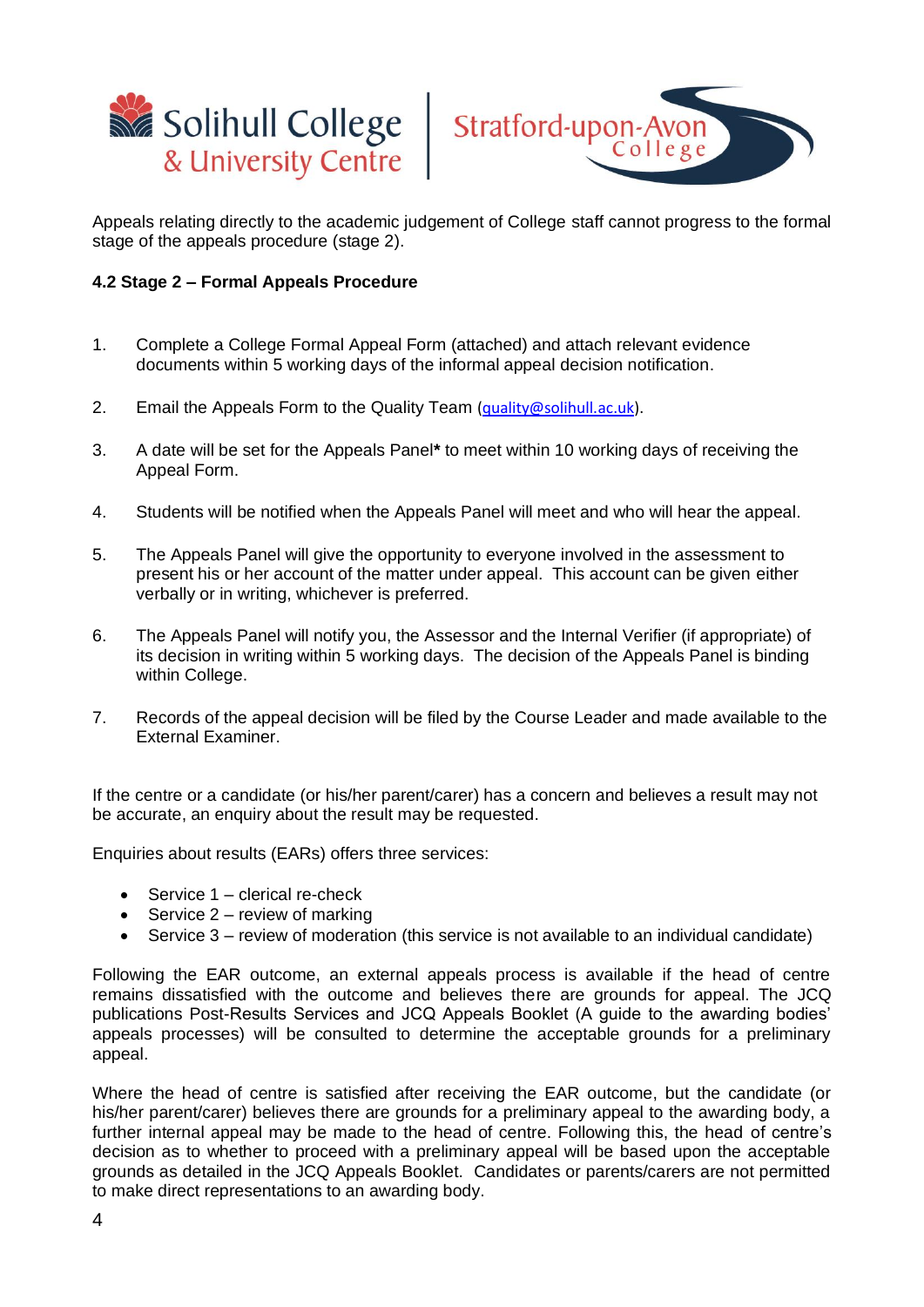Appeals relating directly to the academic judgement of College staff cannot progress to the formal stage of the appeals procedure (stage 2).

### 4.2 Stage 2 – Formal Appeals Procedure

1. Complete a College Formal Appeal Form (attached) and attach relevant evidence documents within 5 working days of the informal appeal decision notification.

2. Email the Appeals Form to the Quality Team (quality@solihull.ac.uk).

3. A date will be set for the Appeals Panel**\*** to meet within 10 working days of receiving the Appeal Form.

4. Students will be notified when the Appeals Panel will meet and who will hear the appeal.

5. The Appeals Panel will give the opportunity to everyone involved in the assessment to present his or her account of the matter under appeal. This account can be given either verbally or in writing, whichever is preferred.

6. The Appeals Panel will notify you, the Assessor and the Internal Verifier (if appropriate) of its decision in writing within 5 working days. The decision of the Appeals Panel is binding within College.

7. Records of the appeal decision will be filed by the Course Leader and made available to the External Examiner.

If the centre or a candidate (or his/her parent/carer) has a concern and believes a result may not be accurate, an enquiry about the result may be requested.

Enquiries about results (EARs) offers three services:

- Service 1 – clerical re-check
- Service 2 – review of marking
- Service 3 – review of moderation (this service is not available to an individual candidate)

Following the EAR outcome, an external appeals process is available if the head of centre remains dissatisfied with the outcome and believes there are grounds for appeal. The JCQ publications Post-Results Services and JCQ Appeals Booklet (A guide to the awarding bodies' appeals processes) will be consulted to determine the acceptable grounds for a preliminary appeal.

Where the head of centre is satisfied after receiving the EAR outcome, but the candidate (or his/her parent/carer) believes there are grounds for a preliminary appeal to the awarding body, a further internal appeal may be made to the head of centre. Following this, the head of centre's decision as to whether to proceed with a preliminary appeal will be based upon the acceptable grounds as detailed in the JCQ Appeals Booklet. Candidates or parents/carers are not permitted to make direct representations to an awarding body.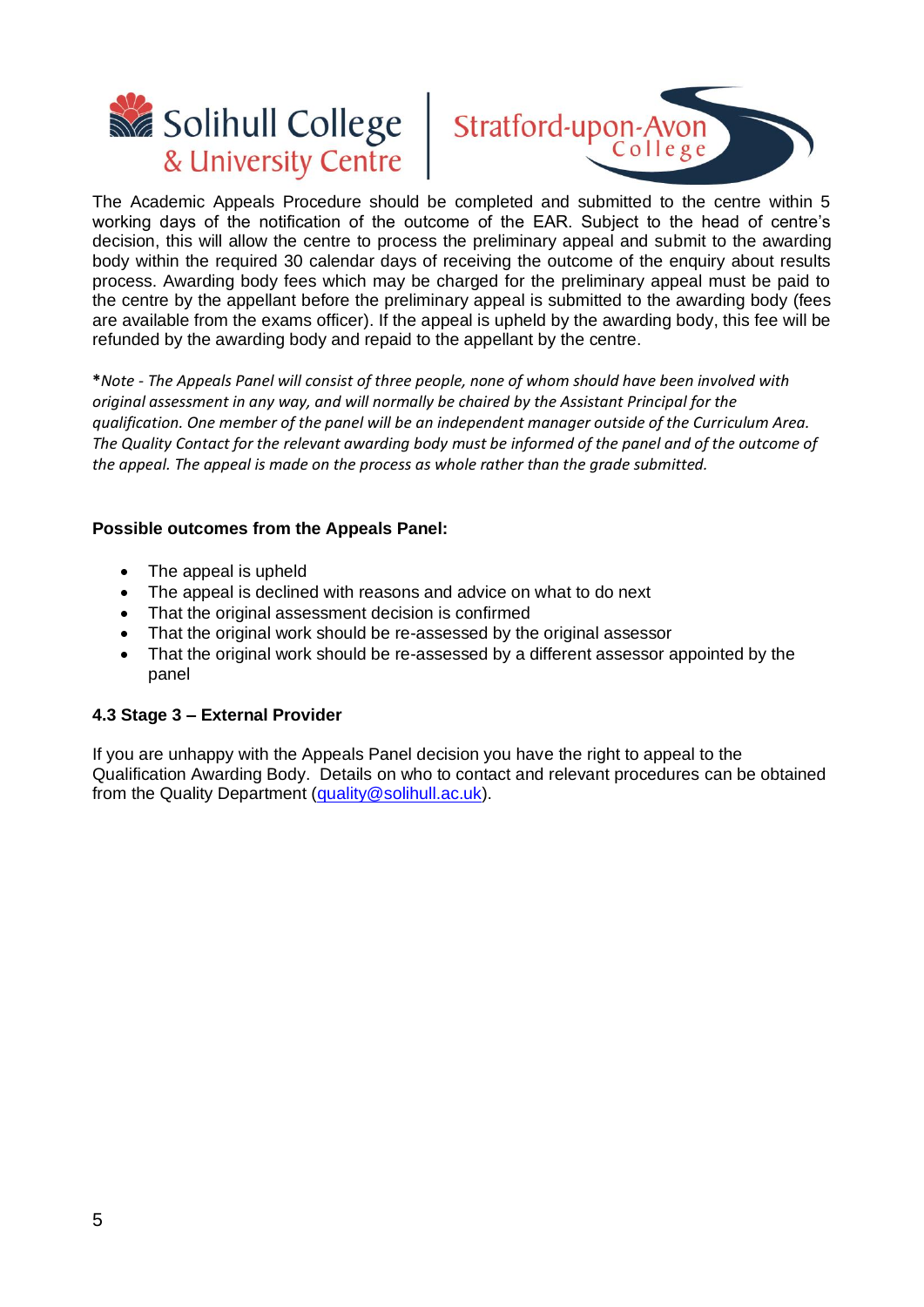The Academic Appeals Procedure should be completed and submitted to the centre within 5 working days of the notification of the outcome of the EAR. Subject to the head of centre's decision, this will allow the centre to process the preliminary appeal and submit to the awarding body within the required 30 calendar days of receiving the outcome of the enquiry about results process. Awarding body fees which may be charged for the preliminary appeal must be paid to the centre by the appellant before the preliminary appeal is submitted to the awarding body (fees are available from the exams officer). If the appeal is upheld by the awarding body, this fee will be refunded by the awarding body and repaid to the appellant by the centre.

**\***_Note - The Appeals Panel will consist of three people, none of whom should have been involved with original assessment in any way, and will normally be chaired by the Assistant Principal for the qualification. One member of the panel will be an independent manager outside of the Curriculum Area. The Quality Contact for the relevant awarding body must be informed of the panel and of the outcome of the appeal. The appeal is made on the process as whole rather than the grade submitted._

**Possible outcomes from the Appeals Panel:**

- The appeal is upheld
- The appeal is declined with reasons and advice on what to do next
- That the original assessment decision is confirmed
- That the original work should be re-assessed by the original assessor
- That the original work should be re-assessed by a different assessor appointed by the panel

### 4.3 Stage 3 – External Provider

If you are unhappy with the Appeals Panel decision you have the right to appeal to the Qualification Awarding Body. Details on who to contact and relevant procedures can be obtained from the Quality Department (quality@solihull.ac.uk).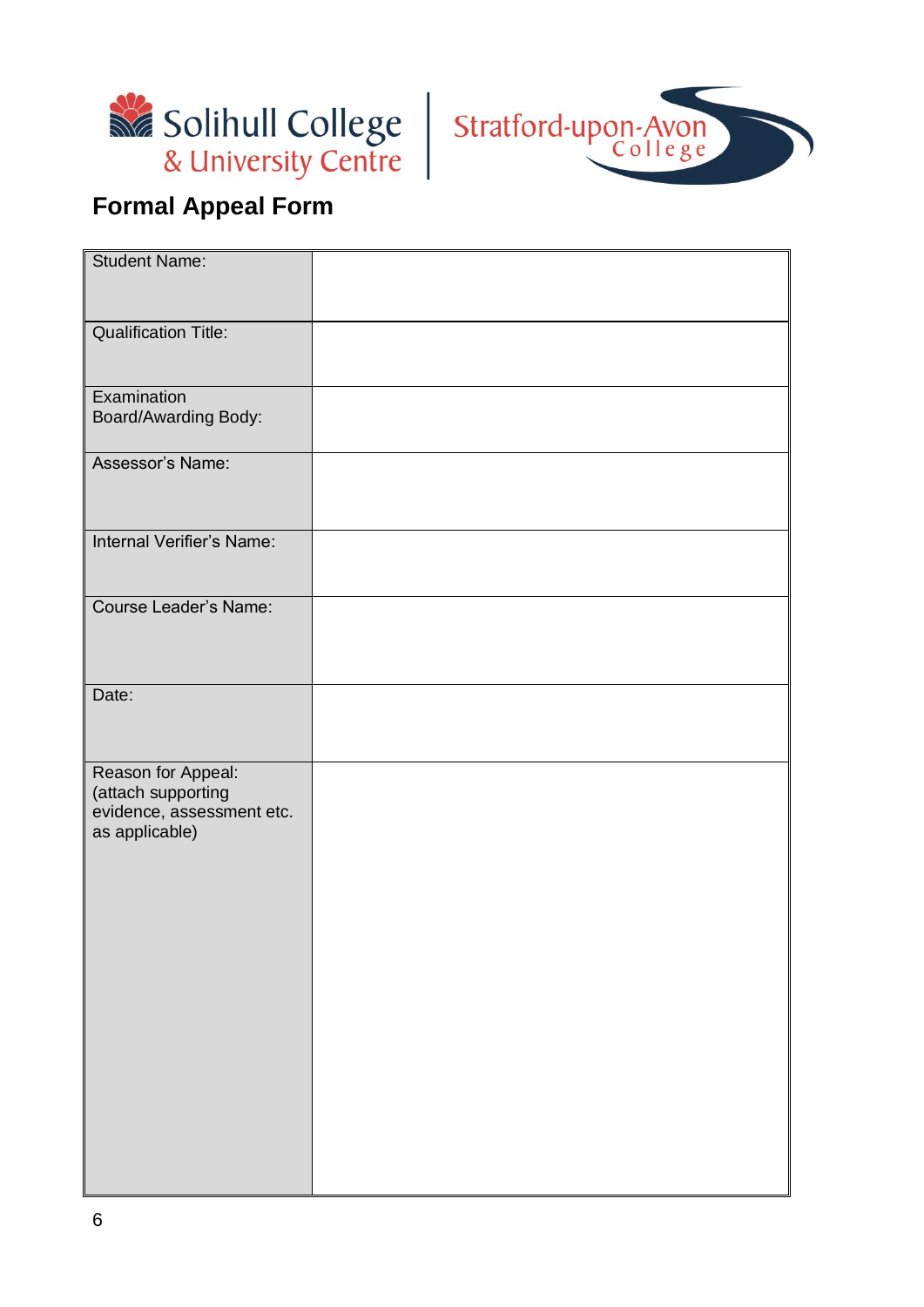# Formal Appeal Form

| Field | |
|---|---|
| Student Name: | |
| Qualification Title: | |
| Examination Board/Awarding Body: | |
| Assessor's Name: | |
| Internal Verifier's Name: | |
| Course Leader's Name: | |
| Date: | |
| Reason for Appeal: (attach supporting evidence, assessment etc. as applicable) | |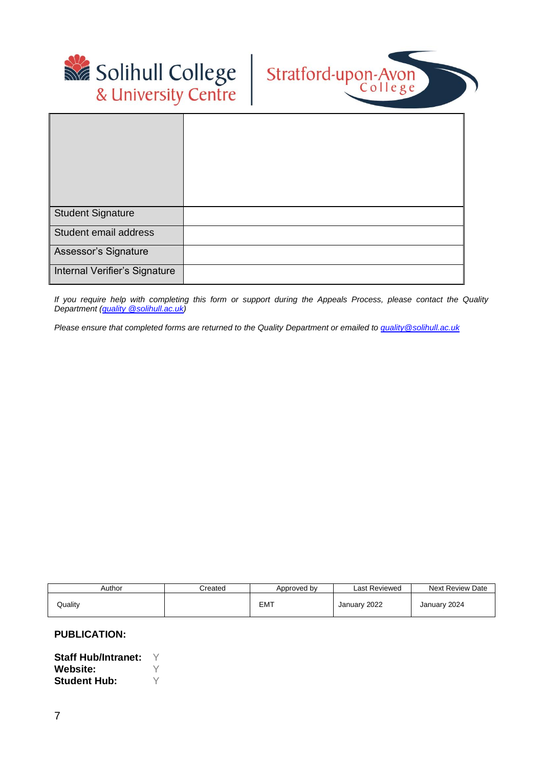| | |
|---|---|
| | |
| Student Signature | |
| Student email address | |
| Assessor's Signature | |
| Internal Verifier's Signature | |

*If you require help with completing this form or support during the Appeals Process, please contact the Quality Department (quality @solihull.ac.uk)*

*Please ensure that completed forms are returned to the Quality Department or emailed to quality@solihull.ac.uk*

| Author | Created | Approved by | Last Reviewed | Next Review Date |
|---|---|---|---|---|
| Quality | | EMT | January 2022 | January 2024 |

**PUBLICATION:**

**Staff Hub/Intranet:** Y
**Website:** Y
**Student Hub:** Y